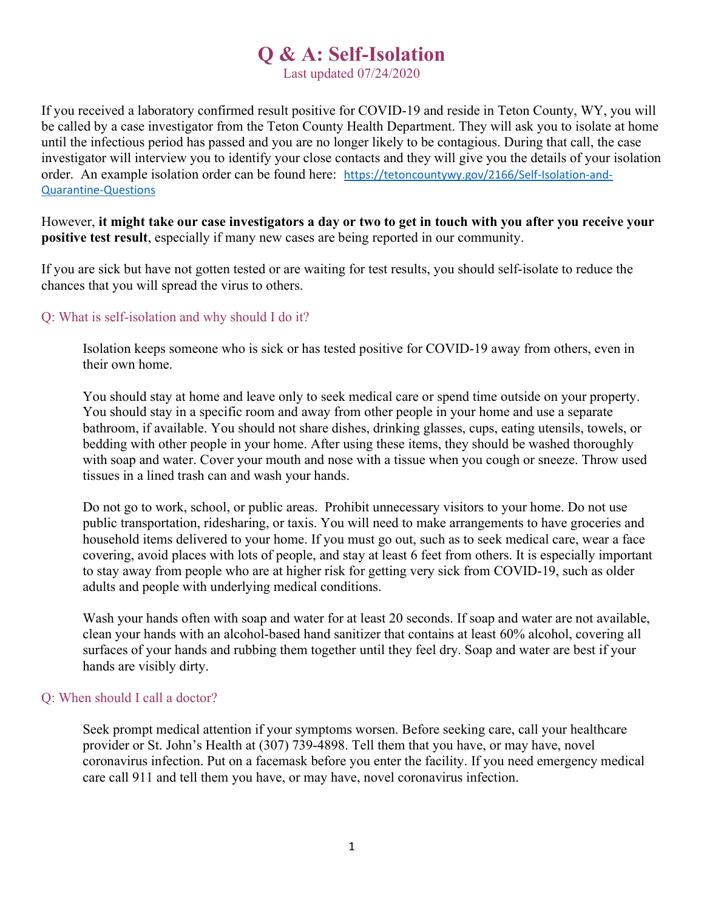# Q & A: Self-Isolation

Last updated 07/24/2020

If you received a laboratory confirmed result positive for COVID-19 and reside in Teton County, WY, you will be called by a case investigator from the Teton County Health Department. They will ask you to isolate at home until the infectious period has passed and you are no longer likely to be contagious. During that call, the case investigator will interview you to identify your close contacts and they will give you the details of your isolation order. An example isolation order can be found here: https://tetoncountywy.gov/2166/Self-Isolation-and-Quarantine-Questions

However, **it might take our case investigators a day or two to get in touch with you after you receive your positive test result**, especially if many new cases are being reported in our community.

If you are sick but have not gotten tested or are waiting for test results, you should self-isolate to reduce the chances that you will spread the virus to others.

## Q: What is self-isolation and why should I do it?

Isolation keeps someone who is sick or has tested positive for COVID-19 away from others, even in their own home.

You should stay at home and leave only to seek medical care or spend time outside on your property. You should stay in a specific room and away from other people in your home and use a separate bathroom, if available. You should not share dishes, drinking glasses, cups, eating utensils, towels, or bedding with other people in your home. After using these items, they should be washed thoroughly with soap and water. Cover your mouth and nose with a tissue when you cough or sneeze. Throw used tissues in a lined trash can and wash your hands.

Do not go to work, school, or public areas. Prohibit unnecessary visitors to your home. Do not use public transportation, ridesharing, or taxis. You will need to make arrangements to have groceries and household items delivered to your home. If you must go out, such as to seek medical care, wear a face covering, avoid places with lots of people, and stay at least 6 feet from others. It is especially important to stay away from people who are at higher risk for getting very sick from COVID-19, such as older adults and people with underlying medical conditions.

Wash your hands often with soap and water for at least 20 seconds. If soap and water are not available, clean your hands with an alcohol-based hand sanitizer that contains at least 60% alcohol, covering all surfaces of your hands and rubbing them together until they feel dry. Soap and water are best if your hands are visibly dirty.

## Q: When should I call a doctor?

Seek prompt medical attention if your symptoms worsen. Before seeking care, call your healthcare provider or St. John's Health at (307) 739-4898. Tell them that you have, or may have, novel coronavirus infection. Put on a facemask before you enter the facility. If you need emergency medical care call 911 and tell them you have, or may have, novel coronavirus infection.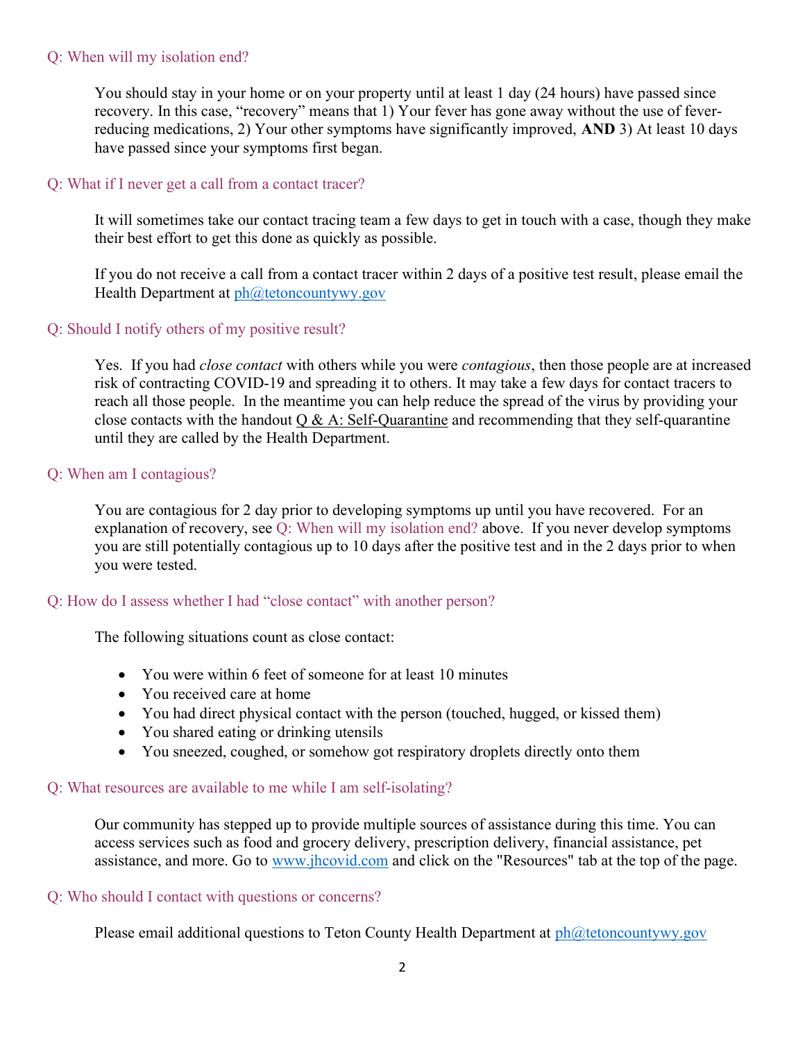### Q: When will my isolation end?

You should stay in your home or on your property until at least 1 day (24 hours) have passed since recovery. In this case, "recovery" means that 1) Your fever has gone away without the use of fever-reducing medications, 2) Your other symptoms have significantly improved, **AND** 3) At least 10 days have passed since your symptoms first began.

### Q: What if I never get a call from a contact tracer?

It will sometimes take our contact tracing team a few days to get in touch with a case, though they make their best effort to get this done as quickly as possible.

If you do not receive a call from a contact tracer within 2 days of a positive test result, please email the Health Department at [ph@tetoncountywy.gov](mailto:ph@tetoncountywy.gov)

### Q: Should I notify others of my positive result?

Yes. If you had *close contact* with others while you were *contagious*, then those people are at increased risk of contracting COVID-19 and spreading it to others. It may take a few days for contact tracers to reach all those people. In the meantime you can help reduce the spread of the virus by providing your close contacts with the handout Q & A: Self-Quarantine and recommending that they self-quarantine until they are called by the Health Department.

### Q: When am I contagious?

You are contagious for 2 day prior to developing symptoms up until you have recovered. For an explanation of recovery, see Q: When will my isolation end? above. If you never develop symptoms you are still potentially contagious up to 10 days after the positive test and in the 2 days prior to when you were tested.

### Q: How do I assess whether I had "close contact" with another person?

The following situations count as close contact:

- You were within 6 feet of someone for at least 10 minutes
- You received care at home
- You had direct physical contact with the person (touched, hugged, or kissed them)
- You shared eating or drinking utensils
- You sneezed, coughed, or somehow got respiratory droplets directly onto them

### Q: What resources are available to me while I am self-isolating?

Our community has stepped up to provide multiple sources of assistance during this time. You can access services such as food and grocery delivery, prescription delivery, financial assistance, pet assistance, and more. Go to [www.jhcovid.com](http://www.jhcovid.com) and click on the "Resources" tab at the top of the page.

### Q: Who should I contact with questions or concerns?

Please email additional questions to Teton County Health Department at [ph@tetoncountywy.gov](mailto:ph@tetoncountywy.gov)